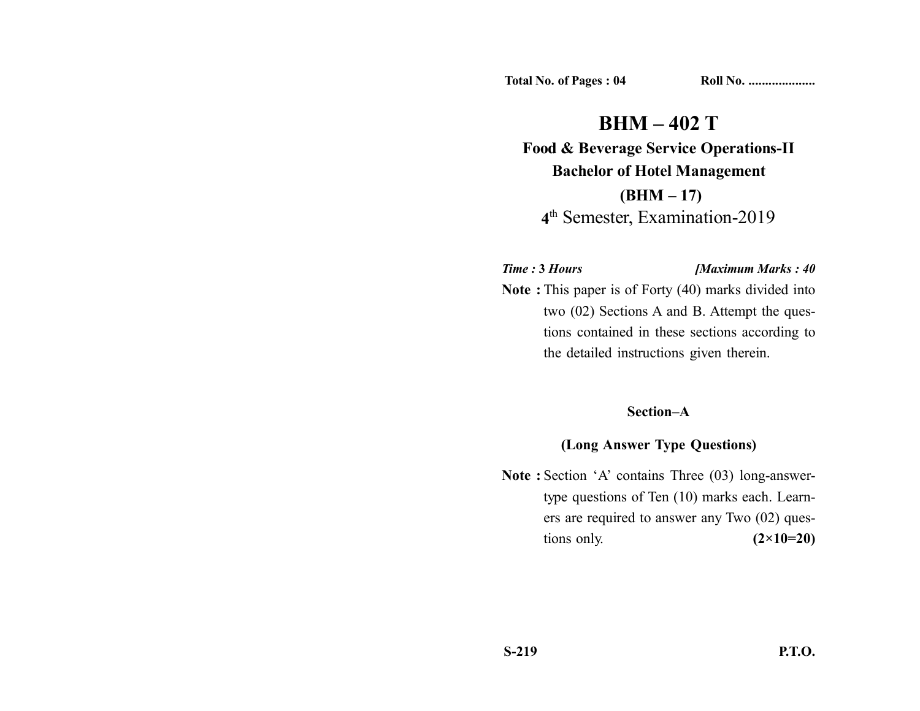Total No. of Pages : 04 Roll No. ...................

# BHM – 402 T

## Food & Beverage Service Operations-II

## Bachelor of Hotel Management

## (BHM – 17)

4th Semester, Examination-2019

*Time :* ***3*** *Hours* *[Maximum Marks : 40*

**Note :** This paper is of Forty (40) marks divided into two (02) Sections A and B. Attempt the questions contained in these sections according to the detailed instructions given therein.

### Section–A

### (Long Answer Type Questions)

**Note :** Section 'A' contains Three (03) long-answer-type questions of Ten (10) marks each. Learners are required to answer any Two (02) questions only. **(2×10=20)**

S-219 P.T.O.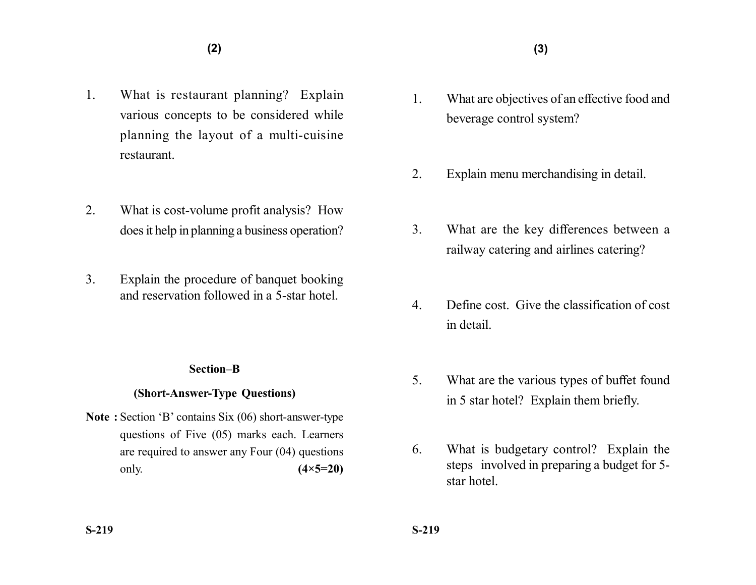1. What is restaurant planning? Explain various concepts to be considered while planning the layout of a multi-cuisine restaurant.

2. What is cost-volume profit analysis? How does it help in planning a business operation?

3. Explain the procedure of banquet booking and reservation followed in a 5-star hotel.

## Section–B

### (Short-Answer-Type Questions)

**Note :** Section 'B' contains Six (06) short-answer-type questions of Five (05) marks each. Learners are required to answer any Four (04) questions only. **(4×5=20)**

1. What are objectives of an effective food and beverage control system?

2. Explain menu merchandising in detail.

3. What are the key differences between a railway catering and airlines catering?

4. Define cost. Give the classification of cost in detail.

5. What are the various types of buffet found in 5 star hotel? Explain them briefly.

6. What is budgetary control? Explain the steps involved in preparing a budget for 5-star hotel.